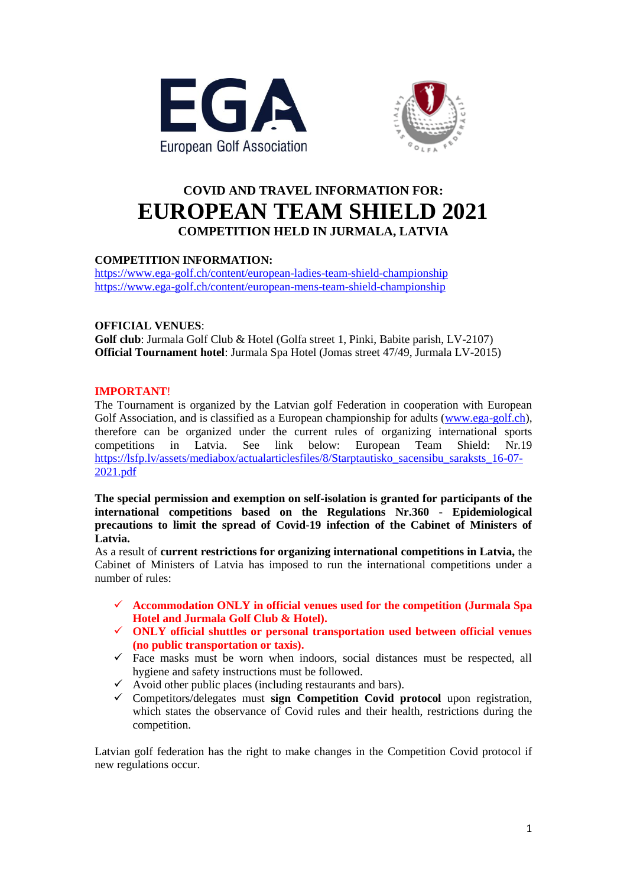# COVID AND TRAVEL INFORMATION FOR:

# EUROPEAN TEAM SHIELD 2021

## COMPETITION HELD IN JURMALA, LATVIA

**COMPETITION INFORMATION:**

https://www.ega-golf.ch/content/european-ladies-team-shield-championship
https://www.ega-golf.ch/content/european-mens-team-shield-championship

**OFFICIAL VENUES**:

**Golf club**: Jurmala Golf Club & Hotel (Golfa street 1, Pinki, Babite parish, LV-2107)
**Official Tournament hotel**: Jurmala Spa Hotel (Jomas street 47/49, Jurmala LV-2015)

**IMPORTANT**!

The Tournament is organized by the Latvian golf Federation in cooperation with European Golf Association, and is classified as a European championship for adults (www.ega-golf.ch), therefore can be organized under the current rules of organizing international sports competitions in Latvia. See link below: European Team Shield: Nr.19 https://lsfp.lv/assets/mediabox/actualarticlesfiles/8/Starptautisko_sacensibu_saraksts_16-07-2021.pdf

**The special permission and exemption on self-isolation is granted for participants of the international competitions based on the Regulations Nr.360 - Epidemiological precautions to limit the spread of Covid-19 infection of the Cabinet of Ministers of Latvia.**

As a result of **current restrictions for organizing international competitions in Latvia,** the Cabinet of Ministers of Latvia has imposed to run the international competitions under a number of rules:

- ✓ **Accommodation ONLY in official venues used for the competition (Jurmala Spa Hotel and Jurmala Golf Club & Hotel).**
- ✓ **ONLY official shuttles or personal transportation used between official venues (no public transportation or taxis).**
- ✓ Face masks must be worn when indoors, social distances must be respected, all hygiene and safety instructions must be followed.
- ✓ Avoid other public places (including restaurants and bars).
- ✓ Competitors/delegates must **sign Competition Covid protocol** upon registration, which states the observance of Covid rules and their health, restrictions during the competition.

Latvian golf federation has the right to make changes in the Competition Covid protocol if new regulations occur.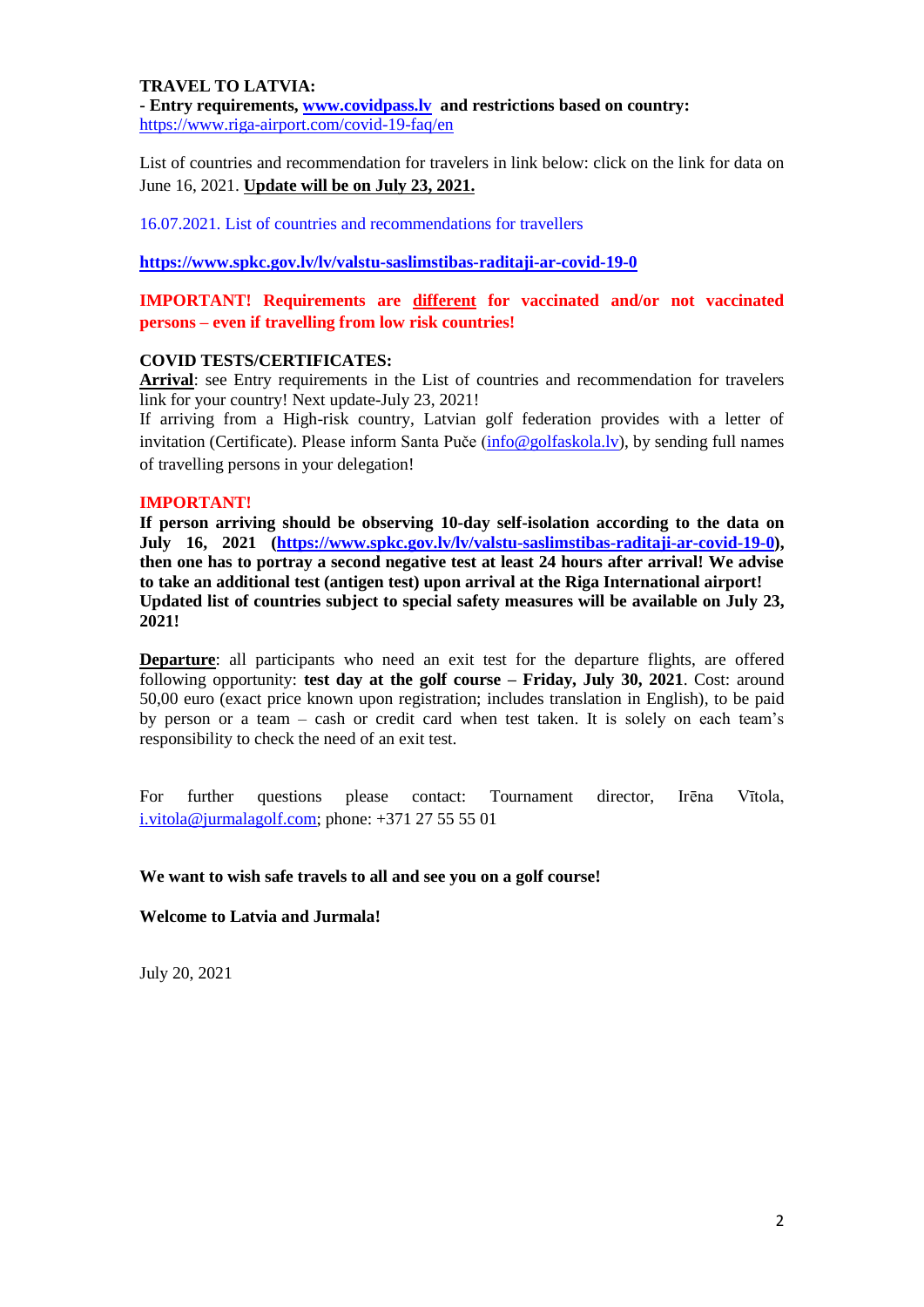**TRAVEL TO LATVIA:**

**- Entry requirements, [www.covidpass.lv](http://www.covidpass.lv) and restrictions based on country:**
[https://www.riga-airport.com/covid-19-faq/en](https://www.riga-airport.com/covid-19-faq/en)

List of countries and recommendation for travelers in link below: click on the link for data on June 16, 2021. **Update will be on July 23, 2021.**

16.07.2021. List of countries and recommendations for travellers

**[https://www.spkc.gov.lv/lv/valstu-saslimstibas-raditaji-ar-covid-19-0](https://www.spkc.gov.lv/lv/valstu-saslimstibas-raditaji-ar-covid-19-0)**

**IMPORTANT! Requirements are different for vaccinated and/or not vaccinated persons – even if travelling from low risk countries!**

**COVID TESTS/CERTIFICATES:**

**Arrival**: see Entry requirements in the List of countries and recommendation for travelers link for your country! Next update-July 23, 2021!
If arriving from a High-risk country, Latvian golf federation provides with a letter of invitation (Certificate). Please inform Santa Puče ([info@golfaskola.lv](mailto:info@golfaskola.lv)), by sending full names of travelling persons in your delegation!

**IMPORTANT!**

**If person arriving should be observing 10-day self-isolation according to the data on July 16, 2021 ([https://www.spkc.gov.lv/lv/valstu-saslimstibas-raditaji-ar-covid-19-0](https://www.spkc.gov.lv/lv/valstu-saslimstibas-raditaji-ar-covid-19-0)), then one has to portray a second negative test at least 24 hours after arrival! We advise to take an additional test (antigen test) upon arrival at the Riga International airport!**
**Updated list of countries subject to special safety measures will be available on July 23, 2021!**

**Departure**: all participants who need an exit test for the departure flights, are offered following opportunity: **test day at the golf course – Friday, July 30, 2021**. Cost: around 50,00 euro (exact price known upon registration; includes translation in English), to be paid by person or a team – cash or credit card when test taken. It is solely on each team's responsibility to check the need of an exit test.

For further questions please contact: Tournament director, Irēna Vītola, [i.vitola@jurmalagolf.com](mailto:i.vitola@jurmalagolf.com); phone: +371 27 55 55 01

**We want to wish safe travels to all and see you on a golf course!**

**Welcome to Latvia and Jurmala!**

July 20, 2021